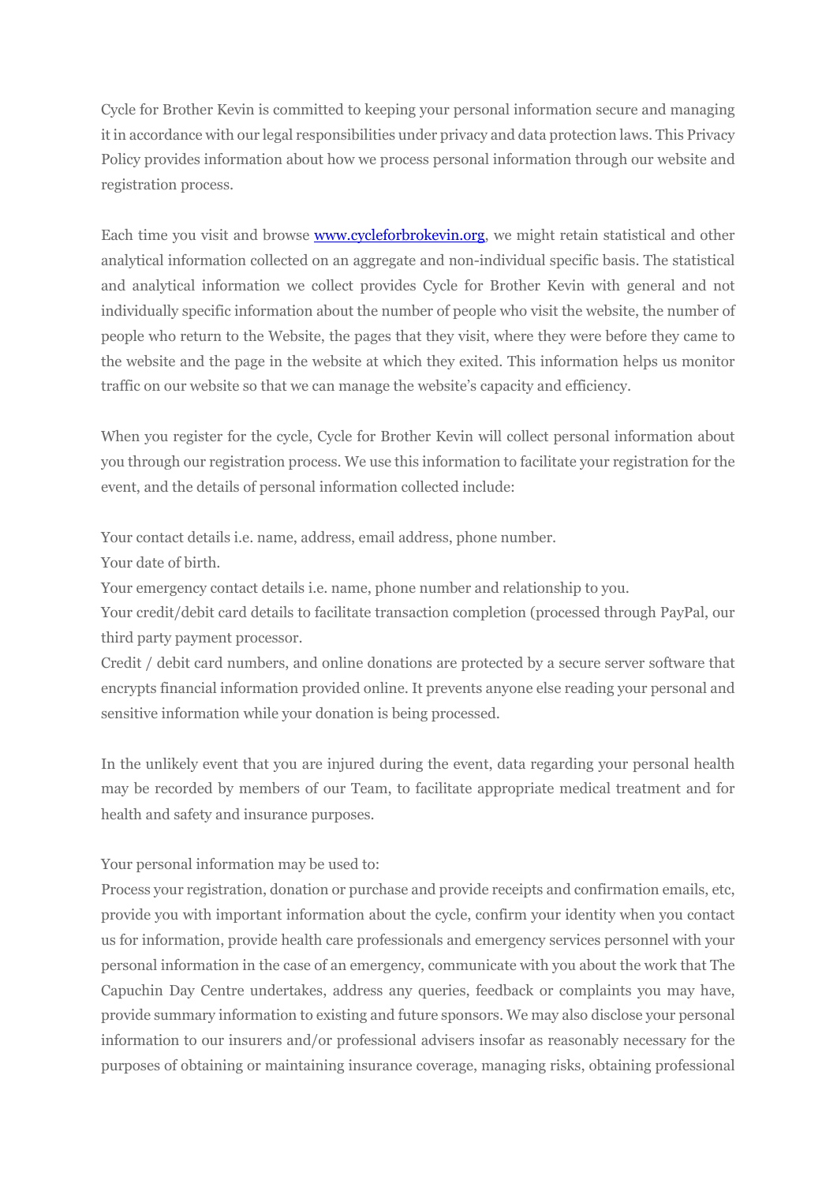Cycle for Brother Kevin is committed to keeping your personal information secure and managing it in accordance with our legal responsibilities under privacy and data protection laws. This Privacy Policy provides information about how we process personal information through our website and registration process.

Each time you visit and browse [www.cycleforbrokevin.org](www.cycleforbrokevin.org), we might retain statistical and other analytical information collected on an aggregate and non-individual specific basis. The statistical and analytical information we collect provides Cycle for Brother Kevin with general and not individually specific information about the number of people who visit the website, the number of people who return to the Website, the pages that they visit, where they were before they came to the website and the page in the website at which they exited. This information helps us monitor traffic on our website so that we can manage the website's capacity and efficiency.

When you register for the cycle, Cycle for Brother Kevin will collect personal information about you through our registration process. We use this information to facilitate your registration for the event, and the details of personal information collected include:

Your contact details i.e. name, address, email address, phone number.
Your date of birth.
Your emergency contact details i.e. name, phone number and relationship to you.
Your credit/debit card details to facilitate transaction completion (processed through PayPal, our third party payment processor.
Credit / debit card numbers, and online donations are protected by a secure server software that encrypts financial information provided online. It prevents anyone else reading your personal and sensitive information while your donation is being processed.

In the unlikely event that you are injured during the event, data regarding your personal health may be recorded by members of our Team, to facilitate appropriate medical treatment and for health and safety and insurance purposes.

Your personal information may be used to:
Process your registration, donation or purchase and provide receipts and confirmation emails, etc, provide you with important information about the cycle, confirm your identity when you contact us for information, provide health care professionals and emergency services personnel with your personal information in the case of an emergency, communicate with you about the work that The Capuchin Day Centre undertakes, address any queries, feedback or complaints you may have, provide summary information to existing and future sponsors. We may also disclose your personal information to our insurers and/or professional advisers insofar as reasonably necessary for the purposes of obtaining or maintaining insurance coverage, managing risks, obtaining professional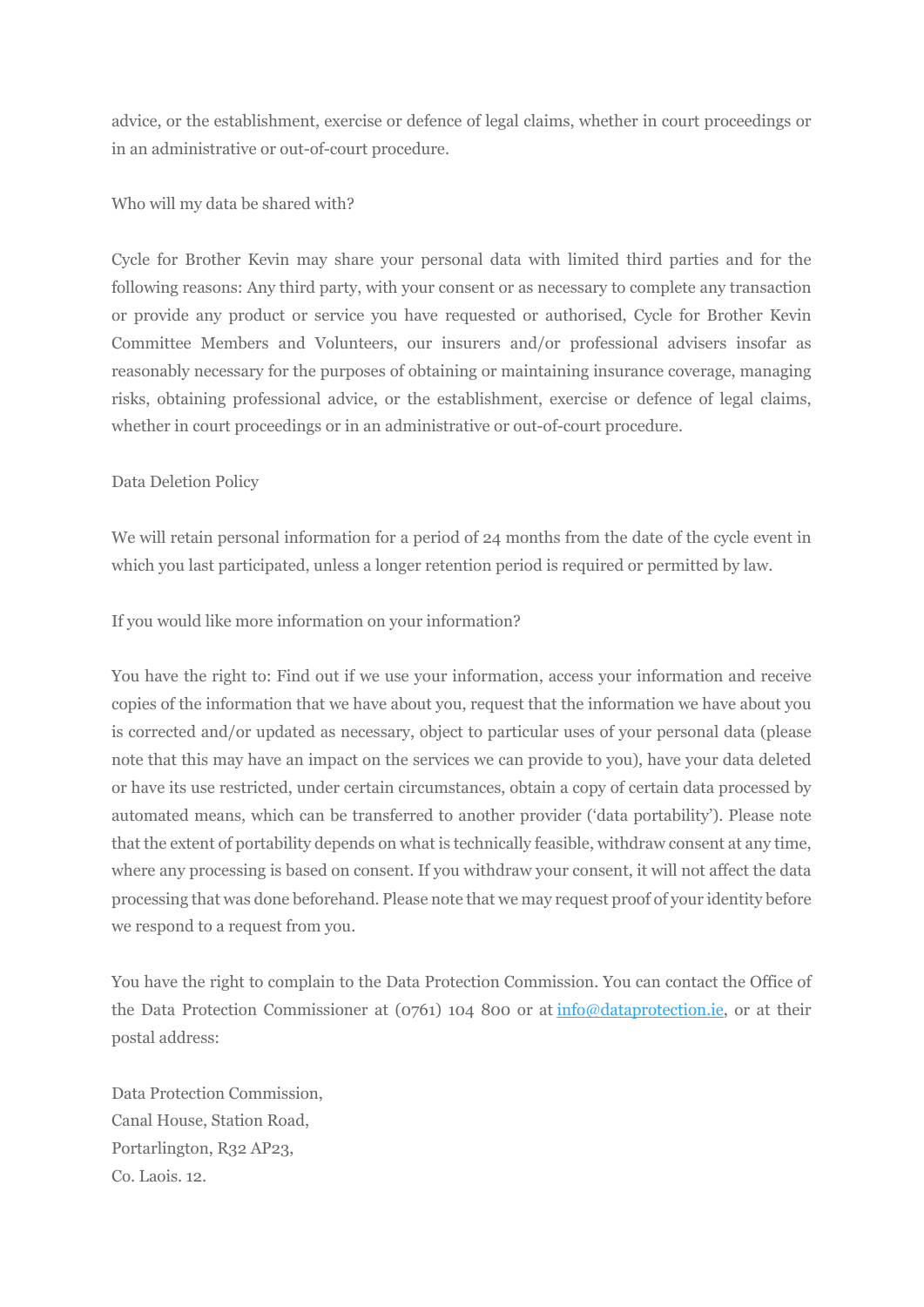advice, or the establishment, exercise or defence of legal claims, whether in court proceedings or in an administrative or out-of-court procedure.

Who will my data be shared with?

Cycle for Brother Kevin may share your personal data with limited third parties and for the following reasons: Any third party, with your consent or as necessary to complete any transaction or provide any product or service you have requested or authorised, Cycle for Brother Kevin Committee Members and Volunteers, our insurers and/or professional advisers insofar as reasonably necessary for the purposes of obtaining or maintaining insurance coverage, managing risks, obtaining professional advice, or the establishment, exercise or defence of legal claims, whether in court proceedings or in an administrative or out-of-court procedure.

Data Deletion Policy

We will retain personal information for a period of 24 months from the date of the cycle event in which you last participated, unless a longer retention period is required or permitted by law.

If you would like more information on your information?

You have the right to: Find out if we use your information, access your information and receive copies of the information that we have about you, request that the information we have about you is corrected and/or updated as necessary, object to particular uses of your personal data (please note that this may have an impact on the services we can provide to you), have your data deleted or have its use restricted, under certain circumstances, obtain a copy of certain data processed by automated means, which can be transferred to another provider ('data portability'). Please note that the extent of portability depends on what is technically feasible, withdraw consent at any time, where any processing is based on consent. If you withdraw your consent, it will not affect the data processing that was done beforehand. Please note that we may request proof of your identity before we respond to a request from you.

You have the right to complain to the Data Protection Commission. You can contact the Office of the Data Protection Commissioner at (0761) 104 800 or at info@dataprotection.ie, or at their postal address:

Data Protection Commission,
Canal House, Station Road,
Portarlington, R32 AP23,
Co. Laois. 12.